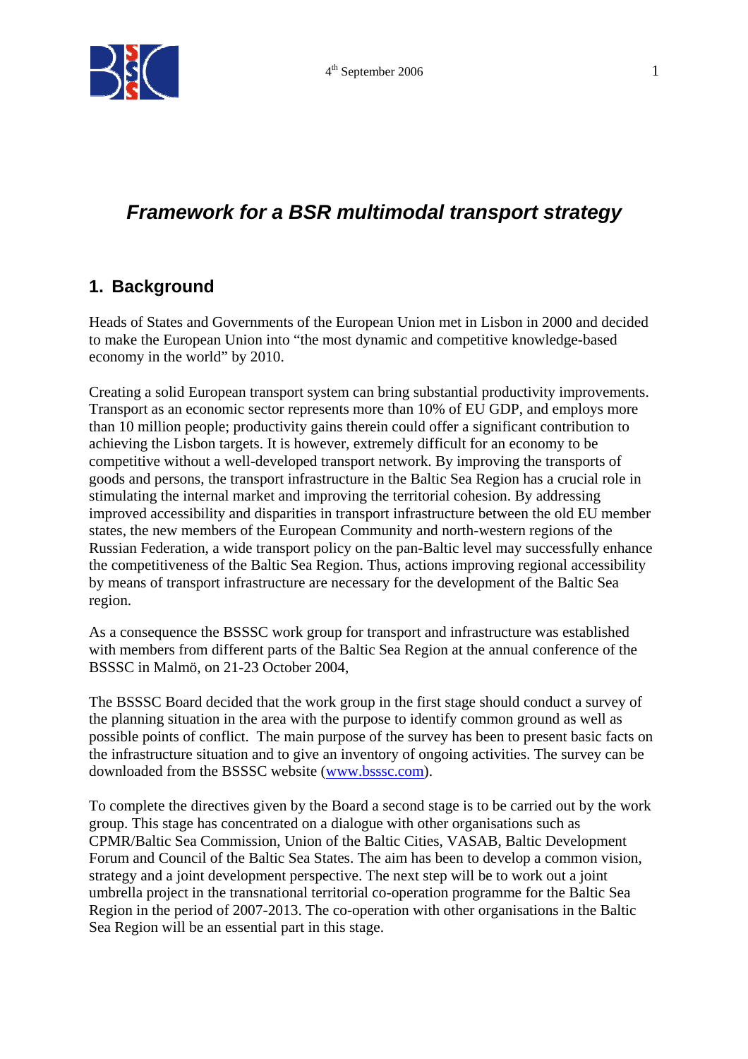4th September 2006

# Framework for a BSR multimodal transport strategy

## 1. Background

Heads of States and Governments of the European Union met in Lisbon in 2000 and decided to make the European Union into "the most dynamic and competitive knowledge-based economy in the world" by 2010.

Creating a solid European transport system can bring substantial productivity improvements. Transport as an economic sector represents more than 10% of EU GDP, and employs more than 10 million people; productivity gains therein could offer a significant contribution to achieving the Lisbon targets. It is however, extremely difficult for an economy to be competitive without a well-developed transport network. By improving the transports of goods and persons, the transport infrastructure in the Baltic Sea Region has a crucial role in stimulating the internal market and improving the territorial cohesion. By addressing improved accessibility and disparities in transport infrastructure between the old EU member states, the new members of the European Community and north-western regions of the Russian Federation, a wide transport policy on the pan-Baltic level may successfully enhance the competitiveness of the Baltic Sea Region. Thus, actions improving regional accessibility by means of transport infrastructure are necessary for the development of the Baltic Sea region.

As a consequence the BSSSC work group for transport and infrastructure was established with members from different parts of the Baltic Sea Region at the annual conference of the BSSSC in Malmö, on 21-23 October 2004,

The BSSSC Board decided that the work group in the first stage should conduct a survey of the planning situation in the area with the purpose to identify common ground as well as possible points of conflict. The main purpose of the survey has been to present basic facts on the infrastructure situation and to give an inventory of ongoing activities. The survey can be downloaded from the BSSSC website (www.bsssc.com).

To complete the directives given by the Board a second stage is to be carried out by the work group. This stage has concentrated on a dialogue with other organisations such as CPMR/Baltic Sea Commission, Union of the Baltic Cities, VASAB, Baltic Development Forum and Council of the Baltic Sea States. The aim has been to develop a common vision, strategy and a joint development perspective. The next step will be to work out a joint umbrella project in the transnational territorial co-operation programme for the Baltic Sea Region in the period of 2007-2013. The co-operation with other organisations in the Baltic Sea Region will be an essential part in this stage.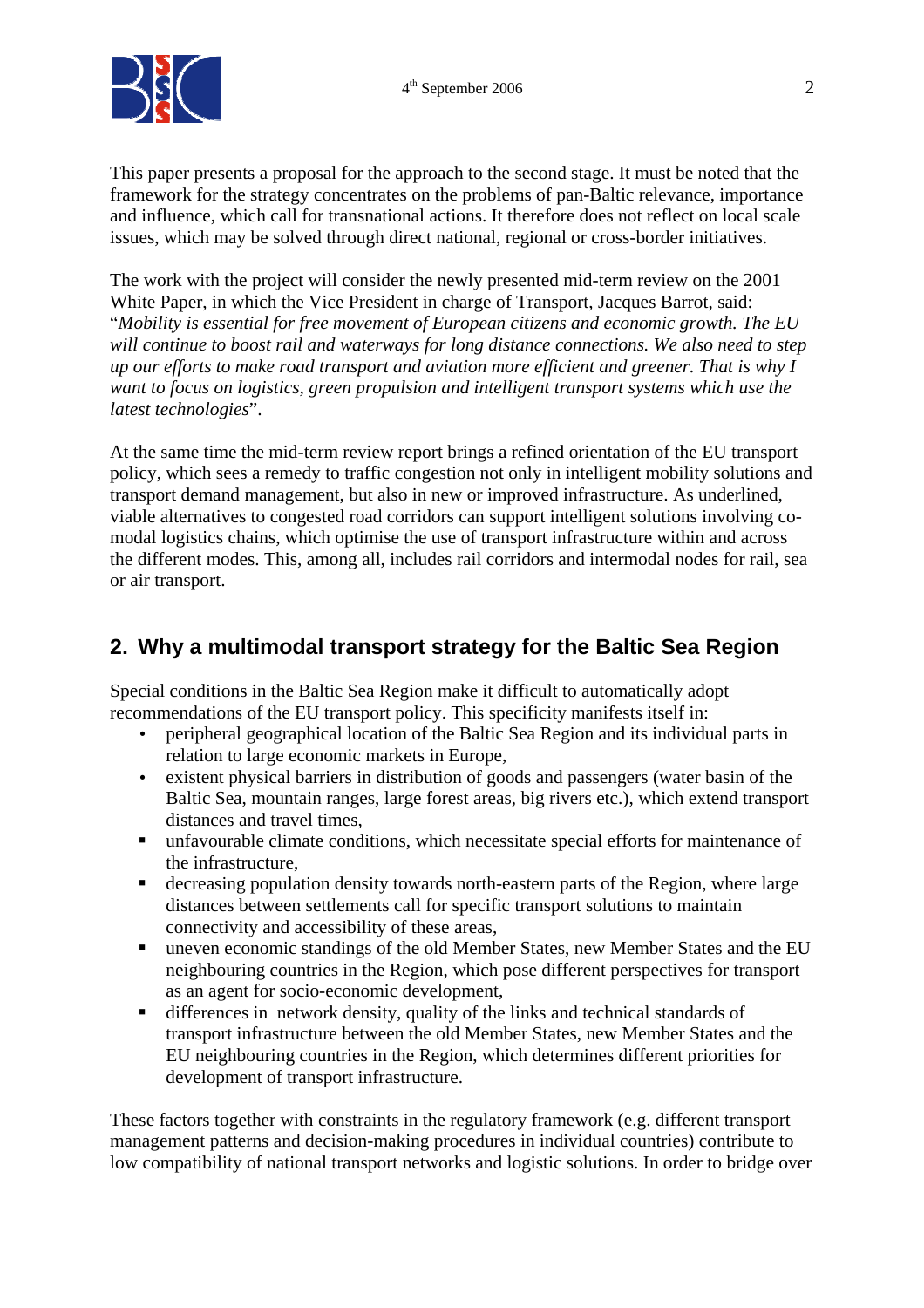This paper presents a proposal for the approach to the second stage. It must be noted that the framework for the strategy concentrates on the problems of pan-Baltic relevance, importance and influence, which call for transnational actions. It therefore does not reflect on local scale issues, which may be solved through direct national, regional or cross-border initiatives.

The work with the project will consider the newly presented mid-term review on the 2001 White Paper, in which the Vice President in charge of Transport, Jacques Barrot, said: "*Mobility is essential for free movement of European citizens and economic growth. The EU will continue to boost rail and waterways for long distance connections. We also need to step up our efforts to make road transport and aviation more efficient and greener. That is why I want to focus on logistics, green propulsion and intelligent transport systems which use the latest technologies*".

At the same time the mid-term review report brings a refined orientation of the EU transport policy, which sees a remedy to traffic congestion not only in intelligent mobility solutions and transport demand management, but also in new or improved infrastructure. As underlined, viable alternatives to congested road corridors can support intelligent solutions involving co-modal logistics chains, which optimise the use of transport infrastructure within and across the different modes. This, among all, includes rail corridors and intermodal nodes for rail, sea or air transport.

## 2. Why a multimodal transport strategy for the Baltic Sea Region

Special conditions in the Baltic Sea Region make it difficult to automatically adopt recommendations of the EU transport policy. This specificity manifests itself in:

- peripheral geographical location of the Baltic Sea Region and its individual parts in relation to large economic markets in Europe,
- existent physical barriers in distribution of goods and passengers (water basin of the Baltic Sea, mountain ranges, large forest areas, big rivers etc.), which extend transport distances and travel times,
- unfavourable climate conditions, which necessitate special efforts for maintenance of the infrastructure,
- decreasing population density towards north-eastern parts of the Region, where large distances between settlements call for specific transport solutions to maintain connectivity and accessibility of these areas,
- uneven economic standings of the old Member States, new Member States and the EU neighbouring countries in the Region, which pose different perspectives for transport as an agent for socio-economic development,
- differences in network density, quality of the links and technical standards of transport infrastructure between the old Member States, new Member States and the EU neighbouring countries in the Region, which determines different priorities for development of transport infrastructure.

These factors together with constraints in the regulatory framework (e.g. different transport management patterns and decision-making procedures in individual countries) contribute to low compatibility of national transport networks and logistic solutions. In order to bridge over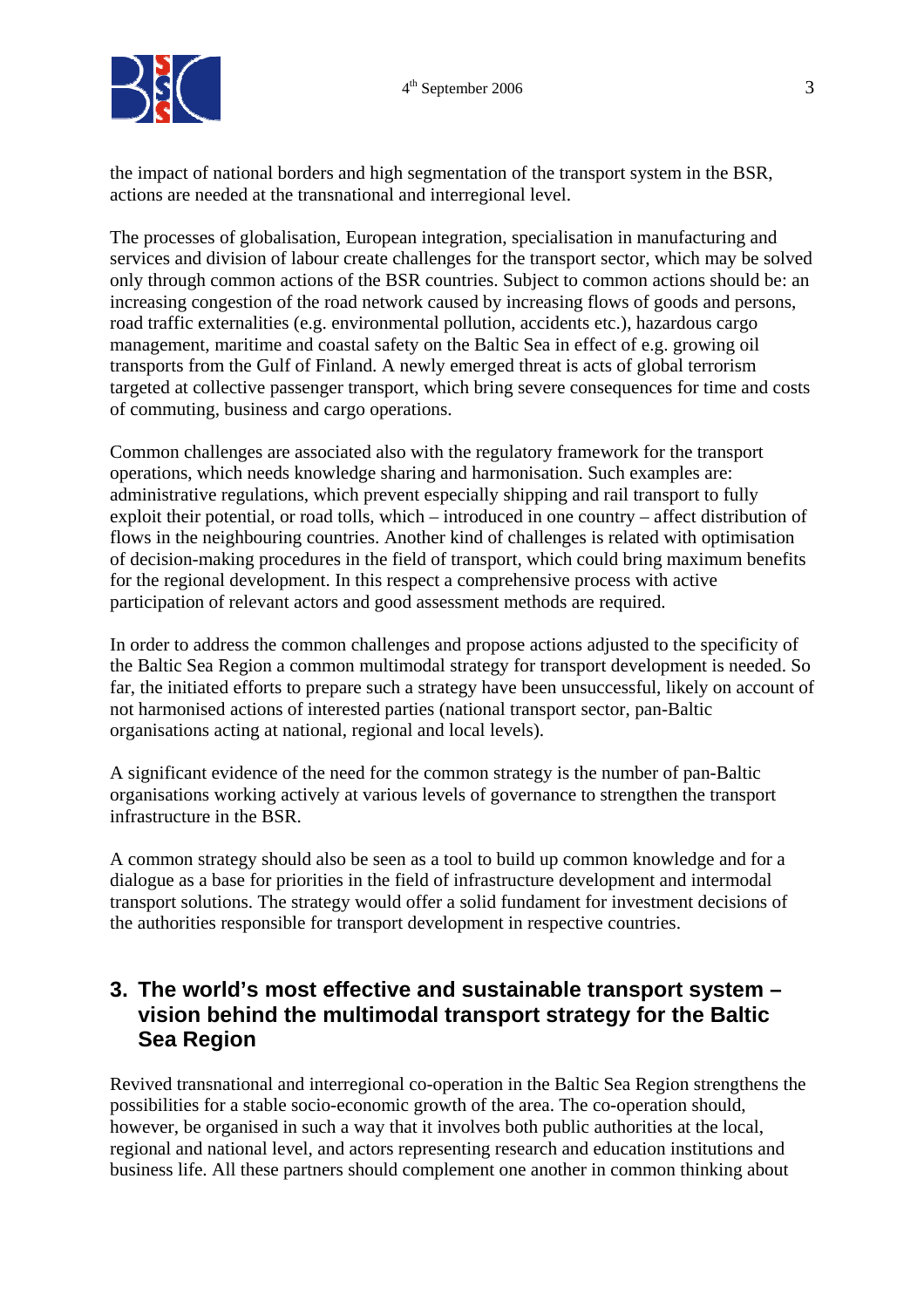the impact of national borders and high segmentation of the transport system in the BSR, actions are needed at the transnational and interregional level.

The processes of globalisation, European integration, specialisation in manufacturing and services and division of labour create challenges for the transport sector, which may be solved only through common actions of the BSR countries. Subject to common actions should be: an increasing congestion of the road network caused by increasing flows of goods and persons, road traffic externalities (e.g. environmental pollution, accidents etc.), hazardous cargo management, maritime and coastal safety on the Baltic Sea in effect of e.g. growing oil transports from the Gulf of Finland. A newly emerged threat is acts of global terrorism targeted at collective passenger transport, which bring severe consequences for time and costs of commuting, business and cargo operations.

Common challenges are associated also with the regulatory framework for the transport operations, which needs knowledge sharing and harmonisation. Such examples are: administrative regulations, which prevent especially shipping and rail transport to fully exploit their potential, or road tolls, which – introduced in one country – affect distribution of flows in the neighbouring countries. Another kind of challenges is related with optimisation of decision-making procedures in the field of transport, which could bring maximum benefits for the regional development. In this respect a comprehensive process with active participation of relevant actors and good assessment methods are required.

In order to address the common challenges and propose actions adjusted to the specificity of the Baltic Sea Region a common multimodal strategy for transport development is needed. So far, the initiated efforts to prepare such a strategy have been unsuccessful, likely on account of not harmonised actions of interested parties (national transport sector, pan-Baltic organisations acting at national, regional and local levels).

A significant evidence of the need for the common strategy is the number of pan-Baltic organisations working actively at various levels of governance to strengthen the transport infrastructure in the BSR.

A common strategy should also be seen as a tool to build up common knowledge and for a dialogue as a base for priorities in the field of infrastructure development and intermodal transport solutions. The strategy would offer a solid fundament for investment decisions of the authorities responsible for transport development in respective countries.

## 3. The world's most effective and sustainable transport system – vision behind the multimodal transport strategy for the Baltic Sea Region

Revived transnational and interregional co-operation in the Baltic Sea Region strengthens the possibilities for a stable socio-economic growth of the area. The co-operation should, however, be organised in such a way that it involves both public authorities at the local, regional and national level, and actors representing research and education institutions and business life. All these partners should complement one another in common thinking about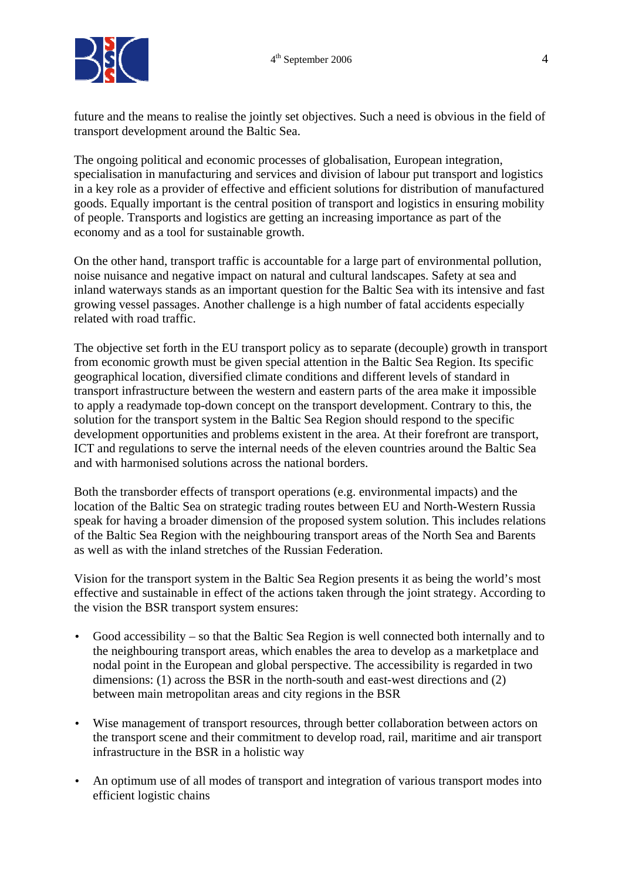future and the means to realise the jointly set objectives. Such a need is obvious in the field of transport development around the Baltic Sea.

The ongoing political and economic processes of globalisation, European integration, specialisation in manufacturing and services and division of labour put transport and logistics in a key role as a provider of effective and efficient solutions for distribution of manufactured goods. Equally important is the central position of transport and logistics in ensuring mobility of people. Transports and logistics are getting an increasing importance as part of the economy and as a tool for sustainable growth.

On the other hand, transport traffic is accountable for a large part of environmental pollution, noise nuisance and negative impact on natural and cultural landscapes. Safety at sea and inland waterways stands as an important question for the Baltic Sea with its intensive and fast growing vessel passages. Another challenge is a high number of fatal accidents especially related with road traffic.

The objective set forth in the EU transport policy as to separate (decouple) growth in transport from economic growth must be given special attention in the Baltic Sea Region. Its specific geographical location, diversified climate conditions and different levels of standard in transport infrastructure between the western and eastern parts of the area make it impossible to apply a readymade top-down concept on the transport development. Contrary to this, the solution for the transport system in the Baltic Sea Region should respond to the specific development opportunities and problems existent in the area. At their forefront are transport, ICT and regulations to serve the internal needs of the eleven countries around the Baltic Sea and with harmonised solutions across the national borders.

Both the transborder effects of transport operations (e.g. environmental impacts) and the location of the Baltic Sea on strategic trading routes between EU and North-Western Russia speak for having a broader dimension of the proposed system solution. This includes relations of the Baltic Sea Region with the neighbouring transport areas of the North Sea and Barents as well as with the inland stretches of the Russian Federation.

Vision for the transport system in the Baltic Sea Region presents it as being the world's most effective and sustainable in effect of the actions taken through the joint strategy. According to the vision the BSR transport system ensures:

- Good accessibility – so that the Baltic Sea Region is well connected both internally and to the neighbouring transport areas, which enables the area to develop as a marketplace and nodal point in the European and global perspective. The accessibility is regarded in two dimensions: (1) across the BSR in the north-south and east-west directions and (2) between main metropolitan areas and city regions in the BSR

- Wise management of transport resources, through better collaboration between actors on the transport scene and their commitment to develop road, rail, maritime and air transport infrastructure in the BSR in a holistic way

- An optimum use of all modes of transport and integration of various transport modes into efficient logistic chains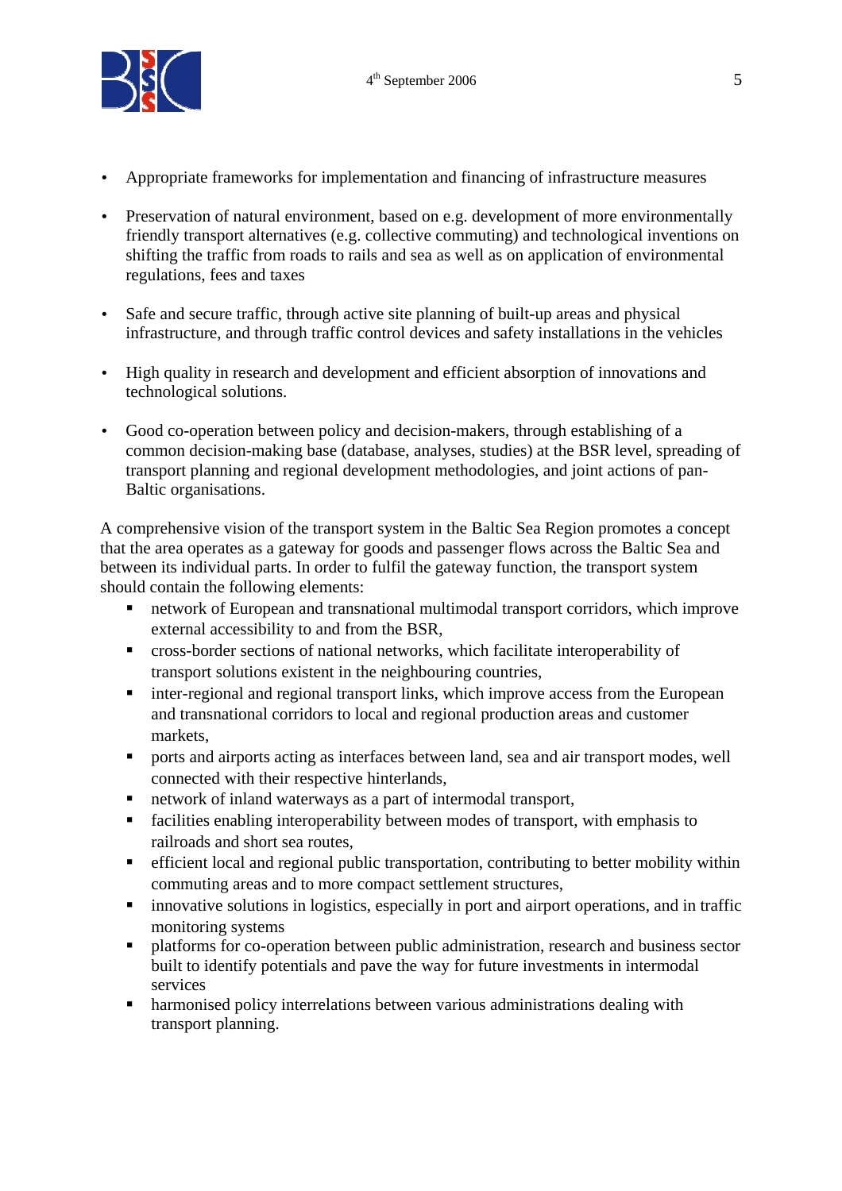- Appropriate frameworks for implementation and financing of infrastructure measures

- Preservation of natural environment, based on e.g. development of more environmentally friendly transport alternatives (e.g. collective commuting) and technological inventions on shifting the traffic from roads to rails and sea as well as on application of environmental regulations, fees and taxes

- Safe and secure traffic, through active site planning of built-up areas and physical infrastructure, and through traffic control devices and safety installations in the vehicles

- High quality in research and development and efficient absorption of innovations and technological solutions.

- Good co-operation between policy and decision-makers, through establishing of a common decision-making base (database, analyses, studies) at the BSR level, spreading of transport planning and regional development methodologies, and joint actions of pan-Baltic organisations.

A comprehensive vision of the transport system in the Baltic Sea Region promotes a concept that the area operates as a gateway for goods and passenger flows across the Baltic Sea and between its individual parts. In order to fulfil the gateway function, the transport system should contain the following elements:

- network of European and transnational multimodal transport corridors, which improve external accessibility to and from the BSR,
- cross-border sections of national networks, which facilitate interoperability of transport solutions existent in the neighbouring countries,
- inter-regional and regional transport links, which improve access from the European and transnational corridors to local and regional production areas and customer markets,
- ports and airports acting as interfaces between land, sea and air transport modes, well connected with their respective hinterlands,
- network of inland waterways as a part of intermodal transport,
- facilities enabling interoperability between modes of transport, with emphasis to railroads and short sea routes,
- efficient local and regional public transportation, contributing to better mobility within commuting areas and to more compact settlement structures,
- innovative solutions in logistics, especially in port and airport operations, and in traffic monitoring systems
- platforms for co-operation between public administration, research and business sector built to identify potentials and pave the way for future investments in intermodal services
- harmonised policy interrelations between various administrations dealing with transport planning.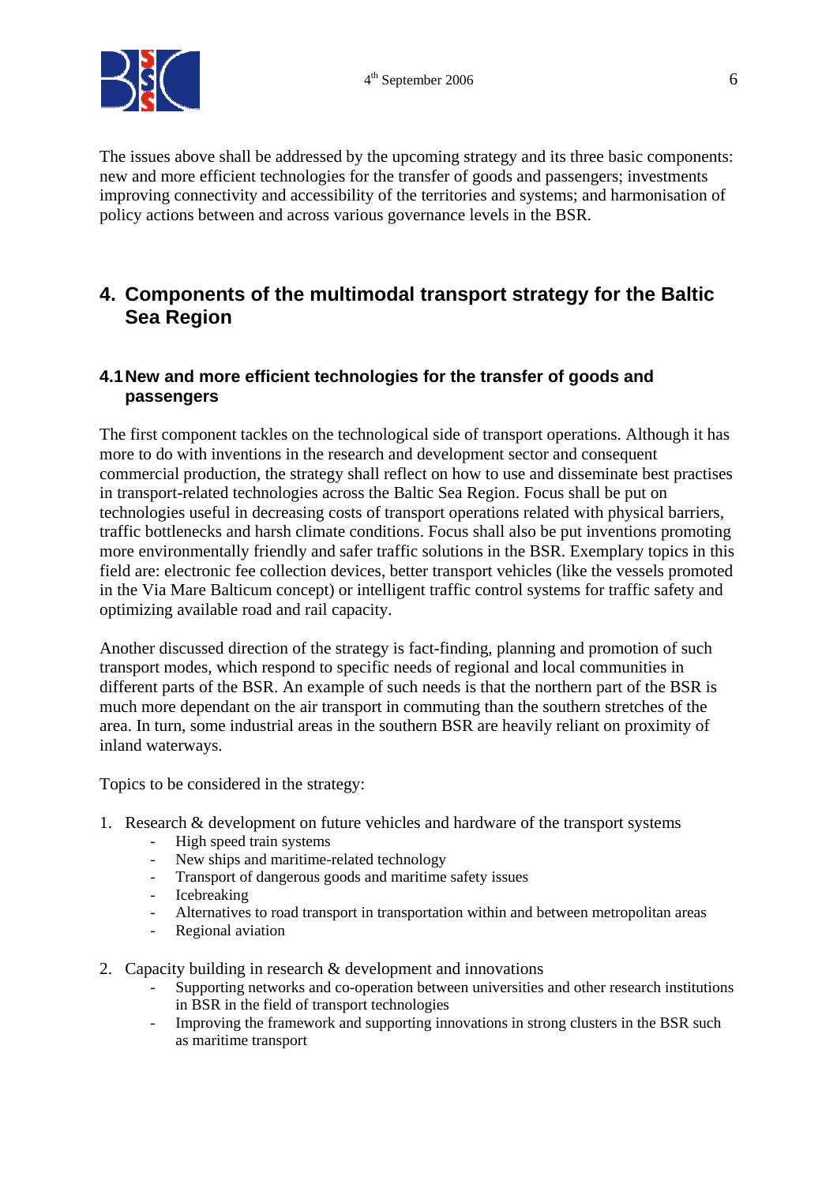The issues above shall be addressed by the upcoming strategy and its three basic components: new and more efficient technologies for the transfer of goods and passengers; investments improving connectivity and accessibility of the territories and systems; and harmonisation of policy actions between and across various governance levels in the BSR.

## 4. Components of the multimodal transport strategy for the Baltic Sea Region

### 4.1 New and more efficient technologies for the transfer of goods and passengers

The first component tackles on the technological side of transport operations. Although it has more to do with inventions in the research and development sector and consequent commercial production, the strategy shall reflect on how to use and disseminate best practises in transport-related technologies across the Baltic Sea Region. Focus shall be put on technologies useful in decreasing costs of transport operations related with physical barriers, traffic bottlenecks and harsh climate conditions. Focus shall also be put inventions promoting more environmentally friendly and safer traffic solutions in the BSR. Exemplary topics in this field are: electronic fee collection devices, better transport vehicles (like the vessels promoted in the Via Mare Balticum concept) or intelligent traffic control systems for traffic safety and optimizing available road and rail capacity.

Another discussed direction of the strategy is fact-finding, planning and promotion of such transport modes, which respond to specific needs of regional and local communities in different parts of the BSR. An example of such needs is that the northern part of the BSR is much more dependant on the air transport in commuting than the southern stretches of the area. In turn, some industrial areas in the southern BSR are heavily reliant on proximity of inland waterways.

Topics to be considered in the strategy:

1. Research & development on future vehicles and hardware of the transport systems
   - High speed train systems
   - New ships and maritime-related technology
   - Transport of dangerous goods and maritime safety issues
   - Icebreaking
   - Alternatives to road transport in transportation within and between metropolitan areas
   - Regional aviation

2. Capacity building in research & development and innovations
   - Supporting networks and co-operation between universities and other research institutions in BSR in the field of transport technologies
   - Improving the framework and supporting innovations in strong clusters in the BSR such as maritime transport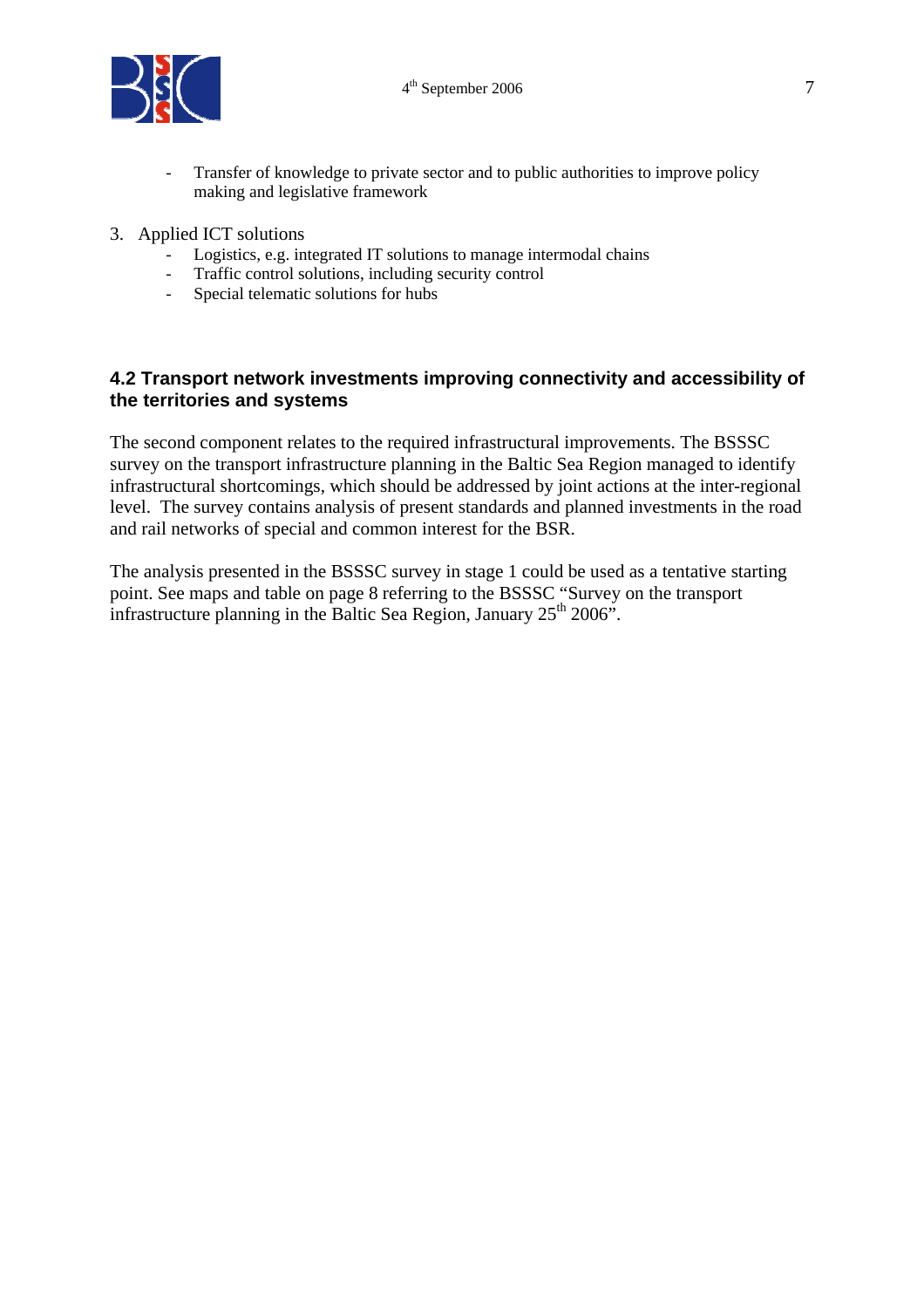- Transfer of knowledge to private sector and to public authorities to improve policy making and legislative framework

3. Applied ICT solutions
   - Logistics, e.g. integrated IT solutions to manage intermodal chains
   - Traffic control solutions, including security control
   - Special telematic solutions for hubs

### 4.2 Transport network investments improving connectivity and accessibility of the territories and systems

The second component relates to the required infrastructural improvements. The BSSSC survey on the transport infrastructure planning in the Baltic Sea Region managed to identify infrastructural shortcomings, which should be addressed by joint actions at the inter-regional level. The survey contains analysis of present standards and planned investments in the road and rail networks of special and common interest for the BSR.

The analysis presented in the BSSSC survey in stage 1 could be used as a tentative starting point. See maps and table on page 8 referring to the BSSSC "Survey on the transport infrastructure planning in the Baltic Sea Region, January 25th 2006".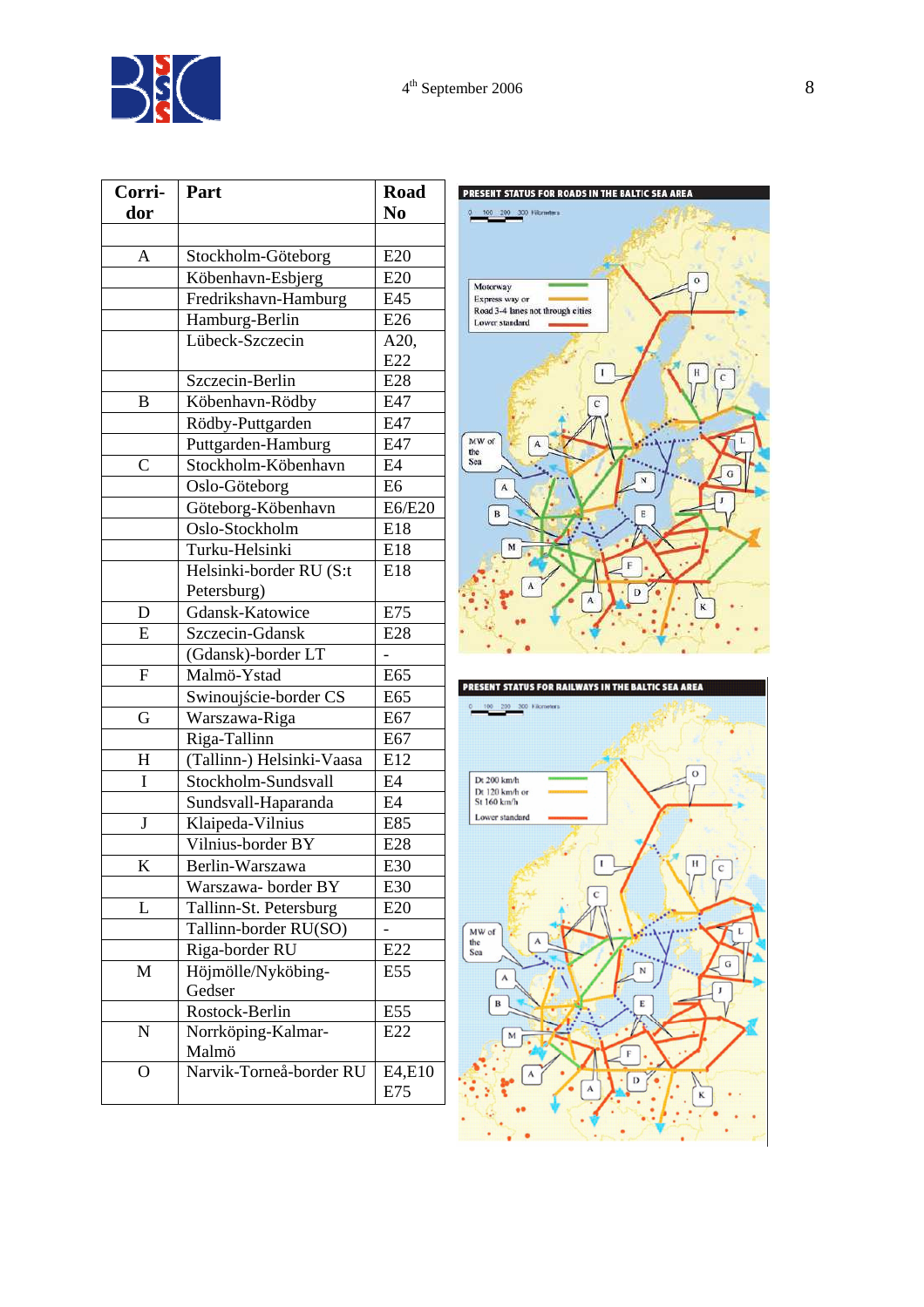| Corri-dor | Part | Road No |
|---|---|---|
| | | |
| A | Stockholm-Göteborg | E20 |
| | København-Esbjerg | E20 |
| | Fredrikshavn-Hamburg | E45 |
| | Hamburg-Berlin | E26 |
| | Lübeck-Szczecin | A20, E22 |
| | Szczecin-Berlin | E28 |
| B | København-Rödby | E47 |
| | Rödby-Puttgarden | E47 |
| | Puttgarden-Hamburg | E47 |
| C | Stockholm-København | E4 |
| | Oslo-Göteborg | E6 |
| | Göteborg-København | E6/E20 |
| | Oslo-Stockholm | E18 |
| | Turku-Helsinki | E18 |
| | Helsinki-border RU (S:t Petersburg) | E18 |
| D | Gdansk-Katowice | E75 |
| E | Szczecin-Gdansk | E28 |
| | (Gdansk)-border LT | - |
| F | Malmö-Ystad | E65 |
| | Swinoujście-border CS | E65 |
| G | Warszawa-Riga | E67 |
| | Riga-Tallinn | E67 |
| H | (Tallinn-) Helsinki-Vaasa | E12 |
| I | Stockholm-Sundsvall | E4 |
| | Sundsvall-Haparanda | E4 |
| J | Klaipeda-Vilnius | E85 |
| | Vilnius-border BY | E28 |
| K | Berlin-Warszawa | E30 |
| | Warszawa- border BY | E30 |
| L | Tallinn-St. Petersburg | E20 |
| | Tallinn-border RU(SO) | - |
| | Riga-border RU | E22 |
| M | Höjmölle/Nyköbing-Gedser | E55 |
| | Rostock-Berlin | E55 |
| N | Norrköping-Kalmar-Malmö | E22 |
| O | Narvik-Torneå-border RU | E4,E10 E75 |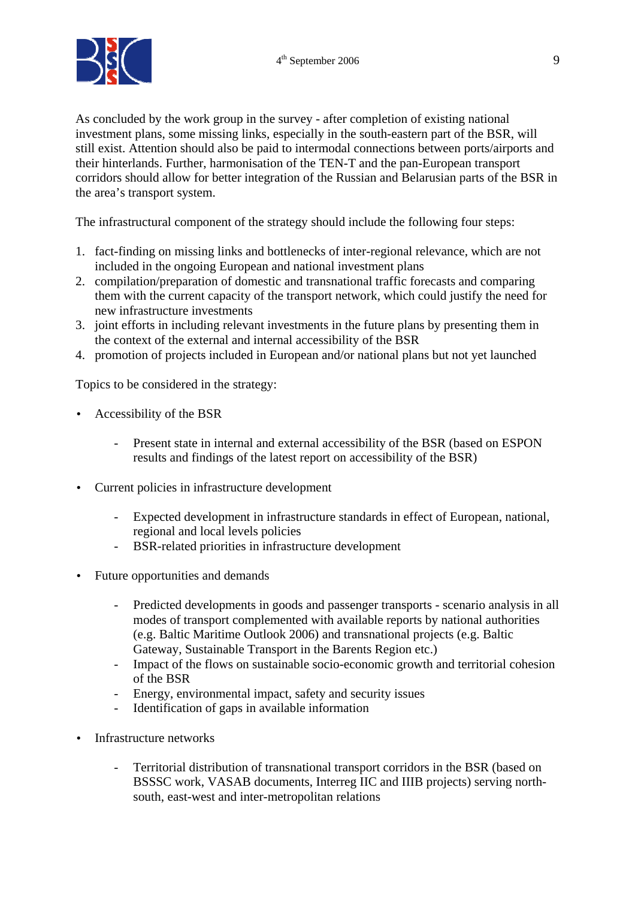As concluded by the work group in the survey - after completion of existing national investment plans, some missing links, especially in the south-eastern part of the BSR, will still exist. Attention should also be paid to intermodal connections between ports/airports and their hinterlands. Further, harmonisation of the TEN-T and the pan-European transport corridors should allow for better integration of the Russian and Belarusian parts of the BSR in the area's transport system.

The infrastructural component of the strategy should include the following four steps:

1. fact-finding on missing links and bottlenecks of inter-regional relevance, which are not included in the ongoing European and national investment plans
2. compilation/preparation of domestic and transnational traffic forecasts and comparing them with the current capacity of the transport network, which could justify the need for new infrastructure investments
3. joint efforts in including relevant investments in the future plans by presenting them in the context of the external and internal accessibility of the BSR
4. promotion of projects included in European and/or national plans but not yet launched

Topics to be considered in the strategy:

- Accessibility of the BSR
    - Present state in internal and external accessibility of the BSR (based on ESPON results and findings of the latest report on accessibility of the BSR)

- Current policies in infrastructure development
    - Expected development in infrastructure standards in effect of European, national, regional and local levels policies
    - BSR-related priorities in infrastructure development

- Future opportunities and demands
    - Predicted developments in goods and passenger transports - scenario analysis in all modes of transport complemented with available reports by national authorities (e.g. Baltic Maritime Outlook 2006) and transnational projects (e.g. Baltic Gateway, Sustainable Transport in the Barents Region etc.)
    - Impact of the flows on sustainable socio-economic growth and territorial cohesion of the BSR
    - Energy, environmental impact, safety and security issues
    - Identification of gaps in available information

- Infrastructure networks
    - Territorial distribution of transnational transport corridors in the BSR (based on BSSSC work, VASAB documents, Interreg IIC and IIIB projects) serving north-south, east-west and inter-metropolitan relations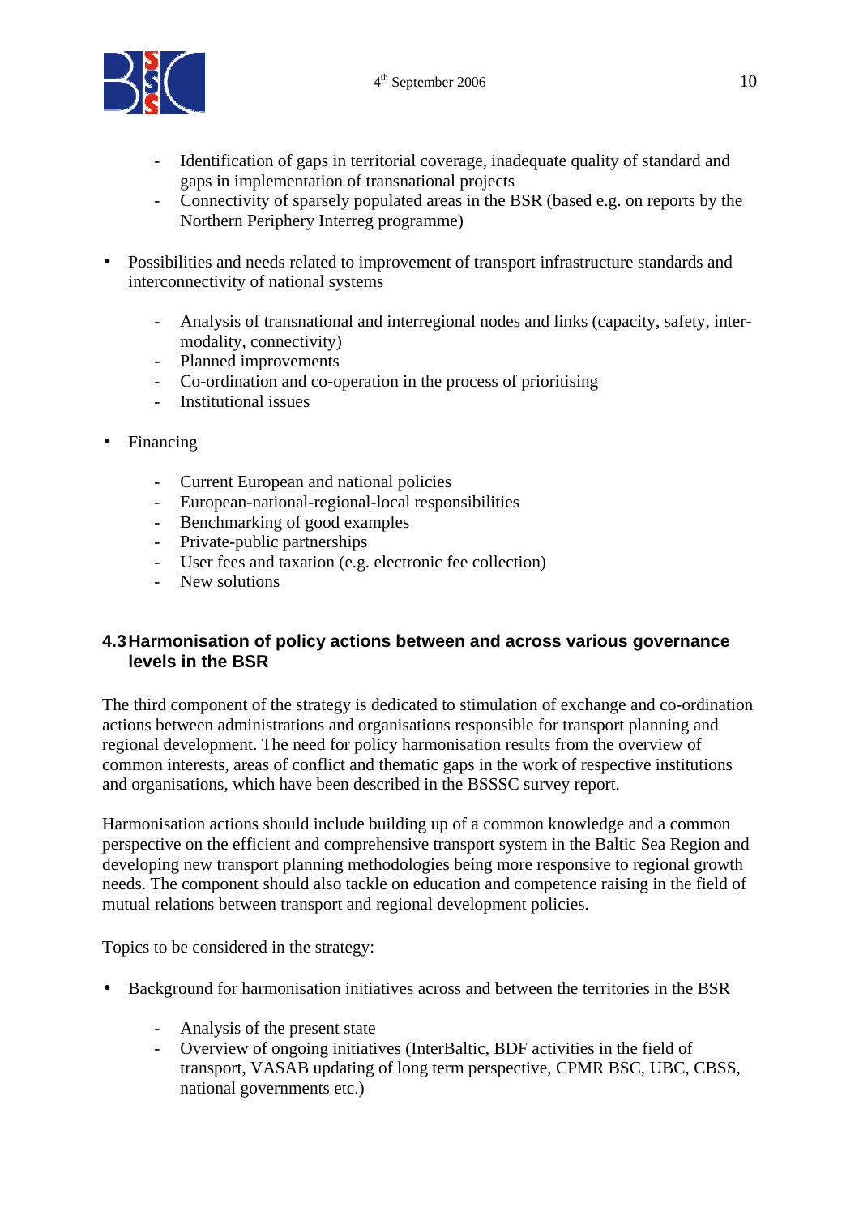- Identification of gaps in territorial coverage, inadequate quality of standard and gaps in implementation of transnational projects
  - Connectivity of sparsely populated areas in the BSR (based e.g. on reports by the Northern Periphery Interreg programme)

- Possibilities and needs related to improvement of transport infrastructure standards and interconnectivity of national systems

  - Analysis of transnational and interregional nodes and links (capacity, safety, inter-modality, connectivity)
  - Planned improvements
  - Co-ordination and co-operation in the process of prioritising
  - Institutional issues

- Financing

  - Current European and national policies
  - European-national-regional-local responsibilities
  - Benchmarking of good examples
  - Private-public partnerships
  - User fees and taxation (e.g. electronic fee collection)
  - New solutions

### 4.3 Harmonisation of policy actions between and across various governance levels in the BSR

The third component of the strategy is dedicated to stimulation of exchange and co-ordination actions between administrations and organisations responsible for transport planning and regional development. The need for policy harmonisation results from the overview of common interests, areas of conflict and thematic gaps in the work of respective institutions and organisations, which have been described in the BSSSC survey report.

Harmonisation actions should include building up of a common knowledge and a common perspective on the efficient and comprehensive transport system in the Baltic Sea Region and developing new transport planning methodologies being more responsive to regional growth needs. The component should also tackle on education and competence raising in the field of mutual relations between transport and regional development policies.

Topics to be considered in the strategy:

- Background for harmonisation initiatives across and between the territories in the BSR

  - Analysis of the present state
  - Overview of ongoing initiatives (InterBaltic, BDF activities in the field of transport, VASAB updating of long term perspective, CPMR BSC, UBC, CBSS, national governments etc.)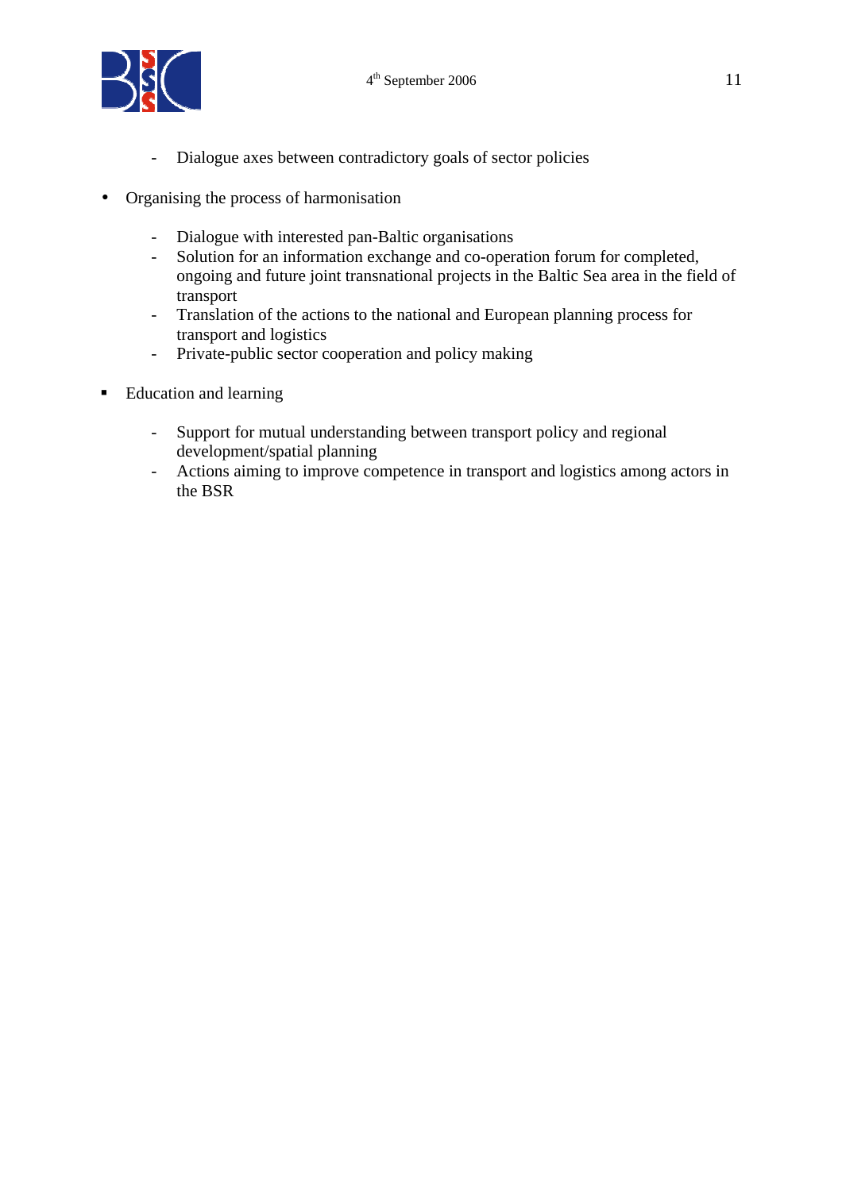- Dialogue axes between contradictory goals of sector policies

- Organising the process of harmonisation

  - Dialogue with interested pan-Baltic organisations
  - Solution for an information exchange and co-operation forum for completed, ongoing and future joint transnational projects in the Baltic Sea area in the field of transport
  - Translation of the actions to the national and European planning process for transport and logistics
  - Private-public sector cooperation and policy making

- Education and learning

  - Support for mutual understanding between transport policy and regional development/spatial planning
  - Actions aiming to improve competence in transport and logistics among actors in the BSR